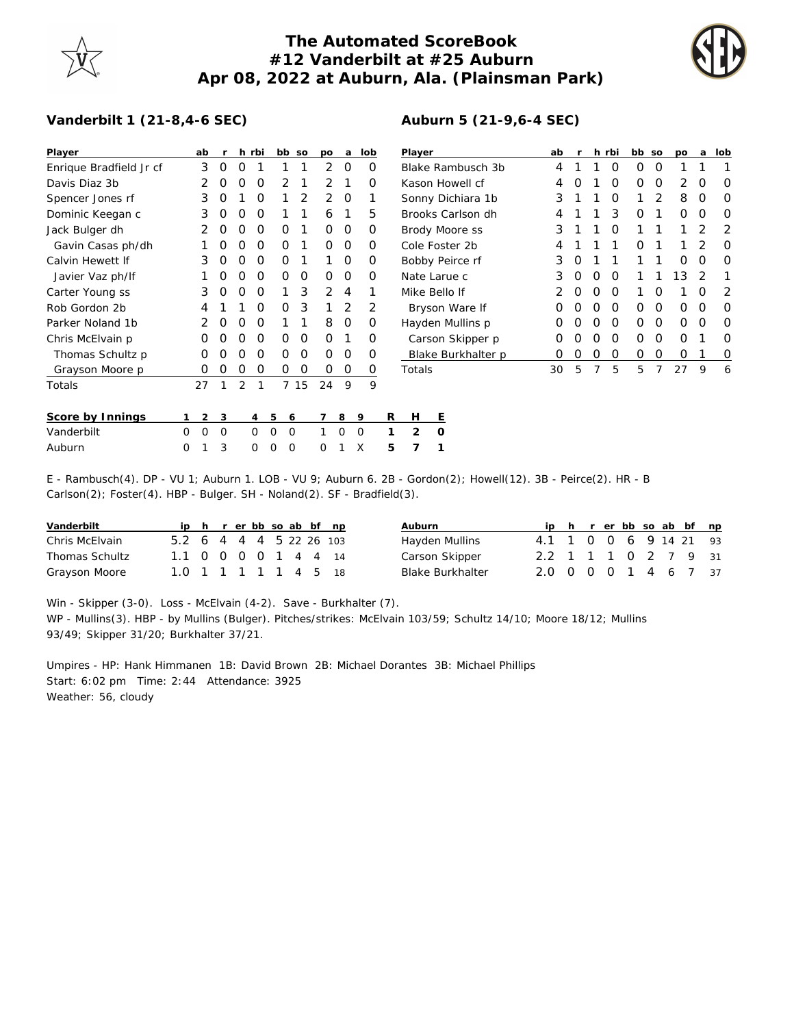# The Automated ScoreBook
# #12 Vanderbilt at #25 Auburn
# Apr 08, 2022 at Auburn, Ala. (Plainsman Park)

## Vanderbilt 1 (21-8,4-6 SEC)

| Player | ab | r | h | rbi | bb | so | po | a | lob |
|---|---|---|---|---|---|---|---|---|---|
| Enrique Bradfield Jr cf | 3 | 0 | 0 | 1 | 1 | 1 | 2 | 0 | 0 |
| Davis Diaz 3b | 2 | 0 | 0 | 0 | 2 | 1 | 2 | 1 | 0 |
| Spencer Jones rf | 3 | 0 | 1 | 0 | 1 | 2 | 2 | 0 | 1 |
| Dominic Keegan c | 3 | 0 | 0 | 0 | 1 | 1 | 6 | 1 | 5 |
| Jack Bulger dh | 2 | 0 | 0 | 0 | 0 | 1 | 0 | 0 | 0 |
| Gavin Casas ph/dh | 1 | 0 | 0 | 0 | 0 | 1 | 0 | 0 | 0 |
| Calvin Hewett lf | 3 | 0 | 0 | 0 | 0 | 1 | 1 | 0 | 0 |
| Javier Vaz ph/lf | 1 | 0 | 0 | 0 | 0 | 0 | 0 | 0 | 0 |
| Carter Young ss | 3 | 0 | 0 | 0 | 1 | 3 | 2 | 4 | 1 |
| Rob Gordon 2b | 4 | 1 | 1 | 0 | 0 | 3 | 1 | 2 | 2 |
| Parker Noland 1b | 2 | 0 | 0 | 0 | 1 | 1 | 8 | 0 | 0 |
| Chris McElvain p | 0 | 0 | 0 | 0 | 0 | 0 | 0 | 1 | 0 |
| Thomas Schultz p | 0 | 0 | 0 | 0 | 0 | 0 | 0 | 0 | 0 |
| Grayson Moore p | 0 | 0 | 0 | 0 | 0 | 0 | 0 | 0 | 0 |
| Totals | 27 | 1 | 2 | 1 | 7 | 15 | 24 | 9 | 9 |

## Auburn 5 (21-9,6-4 SEC)

| Player | ab | r | h | rbi | bb | so | po | a | lob |
|---|---|---|---|---|---|---|---|---|---|
| Blake Rambusch 3b | 4 | 1 | 1 | 0 | 0 | 0 | 1 | 1 | 1 |
| Kason Howell cf | 4 | 0 | 1 | 0 | 0 | 0 | 2 | 0 | 0 |
| Sonny Dichiara 1b | 3 | 1 | 1 | 0 | 1 | 2 | 8 | 0 | 0 |
| Brooks Carlson dh | 4 | 1 | 1 | 3 | 0 | 1 | 0 | 0 | 0 |
| Brody Moore ss | 3 | 1 | 1 | 0 | 1 | 1 | 1 | 2 | 2 |
| Cole Foster 2b | 4 | 1 | 1 | 1 | 0 | 1 | 1 | 2 | 0 |
| Bobby Peirce rf | 3 | 0 | 1 | 1 | 1 | 1 | 0 | 0 | 0 |
| Nate Larue c | 3 | 0 | 0 | 0 | 1 | 1 | 13 | 2 | 1 |
| Mike Bello lf | 2 | 0 | 0 | 0 | 1 | 0 | 1 | 0 | 2 |
| Bryson Ware lf | 0 | 0 | 0 | 0 | 0 | 0 | 0 | 0 | 0 |
| Hayden Mullins p | 0 | 0 | 0 | 0 | 0 | 0 | 0 | 0 | 0 |
| Carson Skipper p | 0 | 0 | 0 | 0 | 0 | 0 | 0 | 1 | 0 |
| Blake Burkhalter p | 0 | 0 | 0 | 0 | 0 | 0 | 0 | 1 | 0 |
| Totals | 30 | 5 | 7 | 5 | 5 | 7 | 27 | 9 | 6 |

| Score by Innings | 1 | 2 | 3 | 4 | 5 | 6 | 7 | 8 | 9 | R | H | E |
|---|---|---|---|---|---|---|---|---|---|---|---|---|
| Vanderbilt | 0 | 0 | 0 | 0 | 0 | 0 | 1 | 0 | 0 | 1 | 2 | 0 |
| Auburn | 0 | 1 | 3 | 0 | 0 | 0 | 0 | 1 | X | 5 | 7 | 1 |

E - Rambusch(4). DP - VU 1; Auburn 1. LOB - VU 9; Auburn 6. 2B - Gordon(2); Howell(12). 3B - Peirce(2). HR - B Carlson(2); Foster(4). HBP - Bulger. SH - Noland(2). SF - Bradfield(3).

| Vanderbilt | ip | h | r | er | bb | so | ab | bf | np |
|---|---|---|---|---|---|---|---|---|---|
| Chris McElvain | 5.2 | 6 | 4 | 4 | 4 | 5 | 22 | 26 | 103 |
| Thomas Schultz | 1.1 | 0 | 0 | 0 | 0 | 1 | 4 | 4 | 14 |
| Grayson Moore | 1.0 | 1 | 1 | 1 | 1 | 1 | 4 | 5 | 18 |

| Auburn | ip | h | r | er | bb | so | ab | bf | np |
|---|---|---|---|---|---|---|---|---|---|
| Hayden Mullins | 4.1 | 1 | 0 | 0 | 6 | 9 | 14 | 21 | 93 |
| Carson Skipper | 2.2 | 1 | 1 | 1 | 0 | 2 | 7 | 9 | 31 |
| Blake Burkhalter | 2.0 | 0 | 0 | 0 | 1 | 4 | 6 | 7 | 37 |

Win - Skipper (3-0). Loss - McElvain (4-2). Save - Burkhalter (7).
WP - Mullins(3). HBP - by Mullins (Bulger). Pitches/strikes: McElvain 103/59; Schultz 14/10; Moore 18/12; Mullins 93/49; Skipper 31/20; Burkhalter 37/21.

Umpires - HP: Hank Himmanen 1B: David Brown 2B: Michael Dorantes 3B: Michael Phillips
Start: 6:02 pm Time: 2:44 Attendance: 3925
Weather: 56, cloudy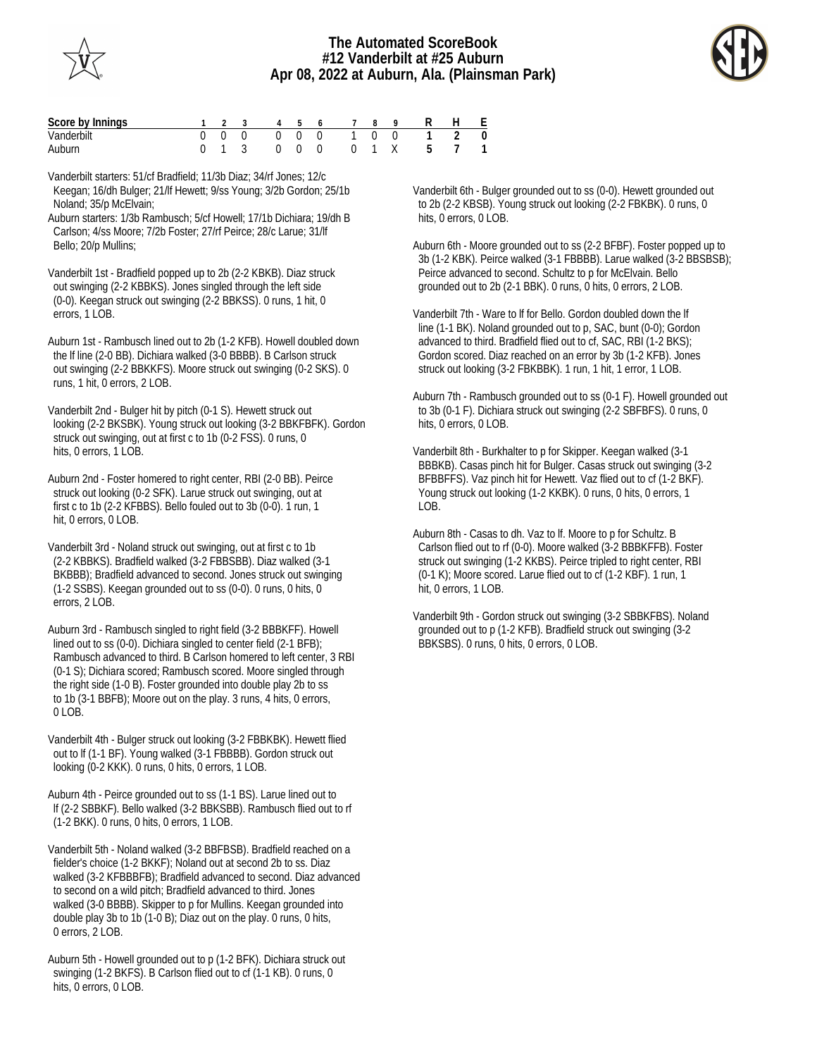# The Automated ScoreBook
## #12 Vanderbilt at #25 Auburn
## Apr 08, 2022 at Auburn, Ala. (Plainsman Park)

| Score by Innings | 1 | 2 | 3 | 4 | 5 | 6 | 7 | 8 | 9 | R | H | E |
|---|---|---|---|---|---|---|---|---|---|---|---|---|
| Vanderbilt | 0 | 0 | 0 | 0 | 0 | 0 | 1 | 0 | 0 | 1 | 2 | 0 |
| Auburn | 0 | 1 | 3 | 0 | 0 | 0 | 0 | 1 | X | 5 | 7 | 1 |

Vanderbilt starters: 51/cf Bradfield; 11/3b Diaz; 34/rf Jones; 12/c Keegan; 16/dh Bulger; 21/lf Hewett; 9/ss Young; 3/2b Gordon; 25/1b Noland; 35/p McElvain;

Auburn starters: 1/3b Rambusch; 5/cf Howell; 17/1b Dichiara; 19/dh B Carlson; 4/ss Moore; 7/2b Foster; 27/rf Peirce; 28/c Larue; 31/lf Bello; 20/p Mullins;

Vanderbilt 1st - Bradfield popped up to 2b (2-2 KBKB). Diaz struck out swinging (2-2 KBBKS). Jones singled through the left side (0-0). Keegan struck out swinging (2-2 BBKSS). 0 runs, 1 hit, 0 errors, 1 LOB.

Auburn 1st - Rambusch lined out to 2b (1-2 KFB). Howell doubled down the lf line (2-0 BB). Dichiara walked (3-0 BBBB). B Carlson struck out swinging (2-2 BBKKFS). Moore struck out swinging (0-2 SKS). 0 runs, 1 hit, 0 errors, 2 LOB.

Vanderbilt 2nd - Bulger hit by pitch (0-1 S). Hewett struck out looking (2-2 BKSBK). Young struck out looking (3-2 BBKFBFK). Gordon struck out swinging, out at first c to 1b (0-2 FSS). 0 runs, 0 hits, 0 errors, 1 LOB.

Auburn 2nd - Foster homered to right center, RBI (2-0 BB). Peirce struck out looking (0-2 SFK). Larue struck out swinging, out at first c to 1b (2-2 KFBBS). Bello fouled out to 3b (0-0). 1 run, 1 hit, 0 errors, 0 LOB.

Vanderbilt 3rd - Noland struck out swinging, out at first c to 1b (2-2 KBBKS). Bradfield walked (3-2 FBBSBB). Diaz walked (3-1 BKBBB); Bradfield advanced to second. Jones struck out swinging (1-2 SSBS). Keegan grounded out to ss (0-0). 0 runs, 0 hits, 0 errors, 2 LOB.

Auburn 3rd - Rambusch singled to right field (3-2 BBBKFF). Howell lined out to ss (0-0). Dichiara singled to center field (2-1 BFB); Rambusch advanced to third. B Carlson homered to left center, 3 RBI (0-1 S); Dichiara scored; Rambusch scored. Moore singled through the right side (1-0 B). Foster grounded into double play 2b to ss to 1b (3-1 BBFB); Moore out on the play. 3 runs, 4 hits, 0 errors, 0 LOB.

Vanderbilt 4th - Bulger struck out looking (3-2 FBBKBK). Hewett flied out to lf (1-1 BF). Young walked (3-1 FBBBB). Gordon struck out looking (0-2 KKK). 0 runs, 0 hits, 0 errors, 1 LOB.

Auburn 4th - Peirce grounded out to ss (1-1 BS). Larue lined out to lf (2-2 SBBKF). Bello walked (3-2 BBKSBB). Rambusch flied out to rf (1-2 BKK). 0 runs, 0 hits, 0 errors, 1 LOB.

Vanderbilt 5th - Noland walked (3-2 BBFBSB). Bradfield reached on a fielder's choice (1-2 BKKF); Noland out at second 2b to ss. Diaz walked (3-2 KFBBBFB); Bradfield advanced to second. Diaz advanced to second on a wild pitch; Bradfield advanced to third. Jones walked (3-0 BBBB). Skipper to p for Mullins. Keegan grounded into double play 3b to 1b (1-0 B); Diaz out on the play. 0 runs, 0 hits, 0 errors, 2 LOB.

Auburn 5th - Howell grounded out to p (1-2 BFK). Dichiara struck out swinging (1-2 BKFS). B Carlson flied out to cf (1-1 KB). 0 runs, 0 hits, 0 errors, 0 LOB.

Vanderbilt 6th - Bulger grounded out to ss (0-0). Hewett grounded out to 2b (2-2 KBSB). Young struck out looking (2-2 FBKBK). 0 runs, 0 hits, 0 errors, 0 LOB.

Auburn 6th - Moore grounded out to ss (2-2 BFBF). Foster popped up to 3b (1-2 KBK). Peirce walked (3-1 FBBBB). Larue walked (3-2 BBSBSB); Peirce advanced to second. Schultz to p for McElvain. Bello grounded out to 2b (2-1 BBK). 0 runs, 0 hits, 0 errors, 2 LOB.

Vanderbilt 7th - Ware to lf for Bello. Gordon doubled down the lf line (1-1 BK). Noland grounded out to p, SAC, bunt (0-0); Gordon advanced to third. Bradfield flied out to cf, SAC, RBI (1-2 BKS); Gordon scored. Diaz reached on an error by 3b (1-2 KFB). Jones struck out looking (3-2 FBKBBK). 1 run, 1 hit, 1 error, 1 LOB.

Auburn 7th - Rambusch grounded out to ss (0-1 F). Howell grounded out to 3b (0-1 F). Dichiara struck out swinging (2-2 SBFBFS). 0 runs, 0 hits, 0 errors, 0 LOB.

Vanderbilt 8th - Burkhalter to p for Skipper. Keegan walked (3-1 BBBKB). Casas pinch hit for Bulger. Casas struck out swinging (3-2 BFBBFFS). Vaz pinch hit for Hewett. Vaz flied out to cf (1-2 BKF). Young struck out looking (1-2 KKBK). 0 runs, 0 hits, 0 errors, 1 LOB.

Auburn 8th - Casas to dh. Vaz to lf. Moore to p for Schultz. B Carlson flied out to rf (0-0). Moore walked (3-2 BBBKFFB). Foster struck out swinging (1-2 KKBS). Peirce tripled to right center, RBI (0-1 K); Moore scored. Larue flied out to cf (1-2 KBF). 1 run, 1 hit, 0 errors, 1 LOB.

Vanderbilt 9th - Gordon struck out swinging (3-2 SBBKFBS). Noland grounded out to p (1-2 KFB). Bradfield struck out swinging (3-2 BBKSBS). 0 runs, 0 hits, 0 errors, 0 LOB.